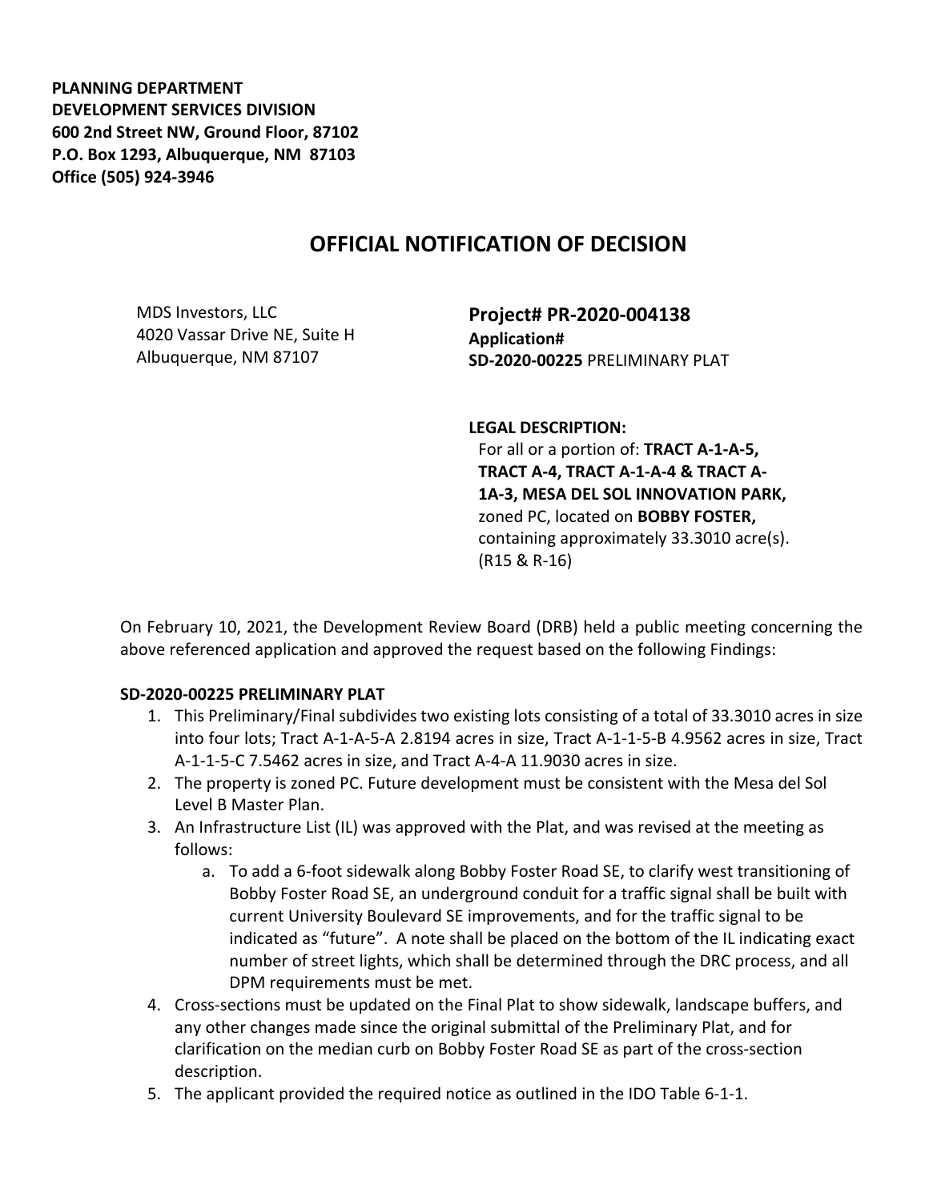**PLANNING DEPARTMENT**
**DEVELOPMENT SERVICES DIVISION**
**600 2nd Street NW, Ground Floor, 87102**
**P.O. Box 1293, Albuquerque, NM 87103**
**Office (505) 924-3946**

# OFFICIAL NOTIFICATION OF DECISION

MDS Investors, LLC
4020 Vassar Drive NE, Suite H
Albuquerque, NM 87107

**Project# PR-2020-004138**
**Application#**
**SD-2020-00225** PRELIMINARY PLAT

**LEGAL DESCRIPTION:**
For all or a portion of: **TRACT A-1-A-5, TRACT A-4, TRACT A-1-A-4 & TRACT A-1A-3, MESA DEL SOL INNOVATION PARK,** zoned PC, located on **BOBBY FOSTER,** containing approximately 33.3010 acre(s). (R15 & R-16)

On February 10, 2021, the Development Review Board (DRB) held a public meeting concerning the above referenced application and approved the request based on the following Findings:

**SD-2020-00225 PRELIMINARY PLAT**

1. This Preliminary/Final subdivides two existing lots consisting of a total of 33.3010 acres in size into four lots; Tract A-1-A-5-A 2.8194 acres in size, Tract A-1-1-5-B 4.9562 acres in size, Tract A-1-1-5-C 7.5462 acres in size, and Tract A-4-A 11.9030 acres in size.
2. The property is zoned PC. Future development must be consistent with the Mesa del Sol Level B Master Plan.
3. An Infrastructure List (IL) was approved with the Plat, and was revised at the meeting as follows:
   a. To add a 6-foot sidewalk along Bobby Foster Road SE, to clarify west transitioning of Bobby Foster Road SE, an underground conduit for a traffic signal shall be built with current University Boulevard SE improvements, and for the traffic signal to be indicated as "future". A note shall be placed on the bottom of the IL indicating exact number of street lights, which shall be determined through the DRC process, and all DPM requirements must be met.
4. Cross-sections must be updated on the Final Plat to show sidewalk, landscape buffers, and any other changes made since the original submittal of the Preliminary Plat, and for clarification on the median curb on Bobby Foster Road SE as part of the cross-section description.
5. The applicant provided the required notice as outlined in the IDO Table 6-1-1.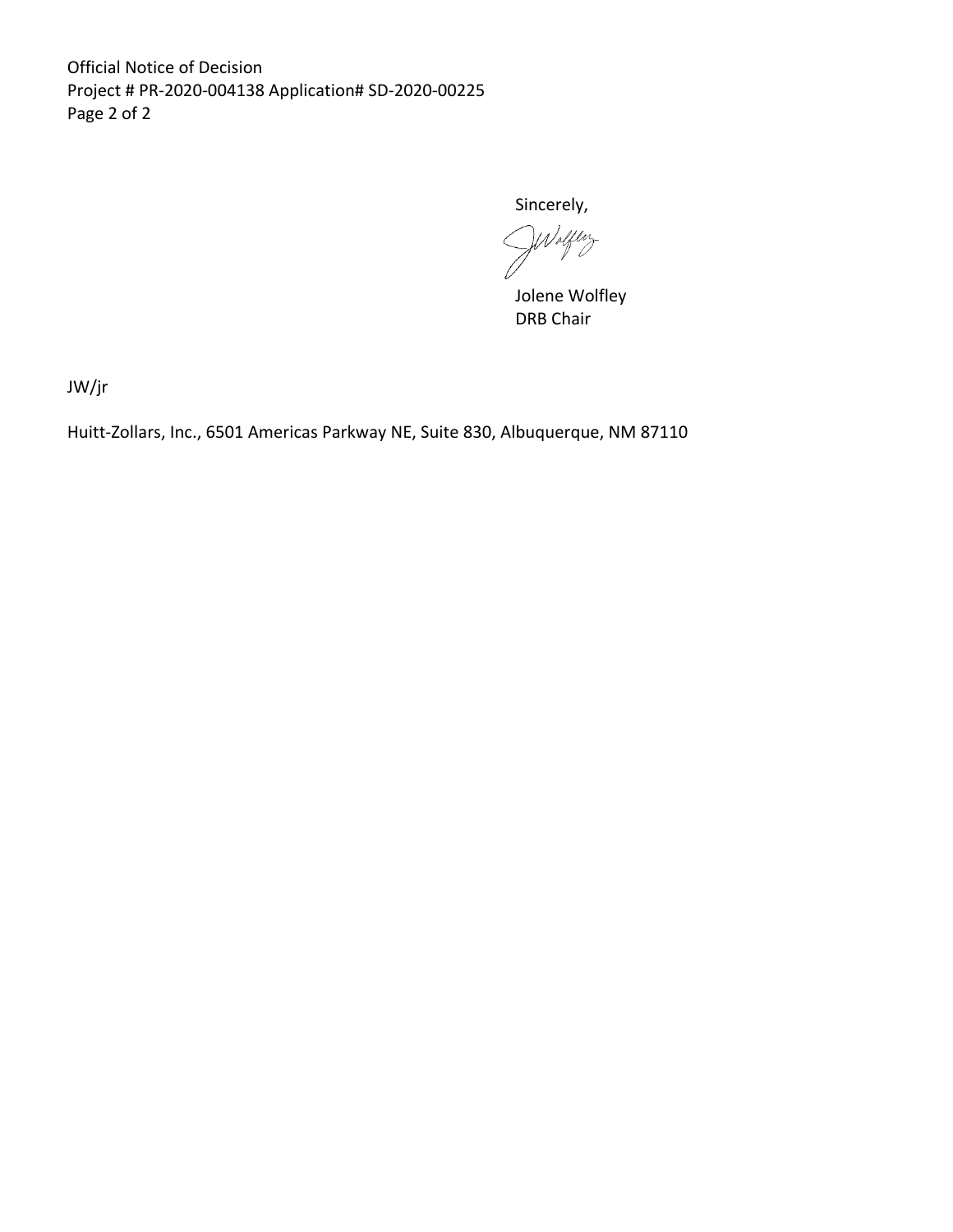Sincerely,

Jolene Wolfley
DRB Chair

JW/jr

Huitt-Zollars, Inc., 6501 Americas Parkway NE, Suite 830, Albuquerque, NM 87110